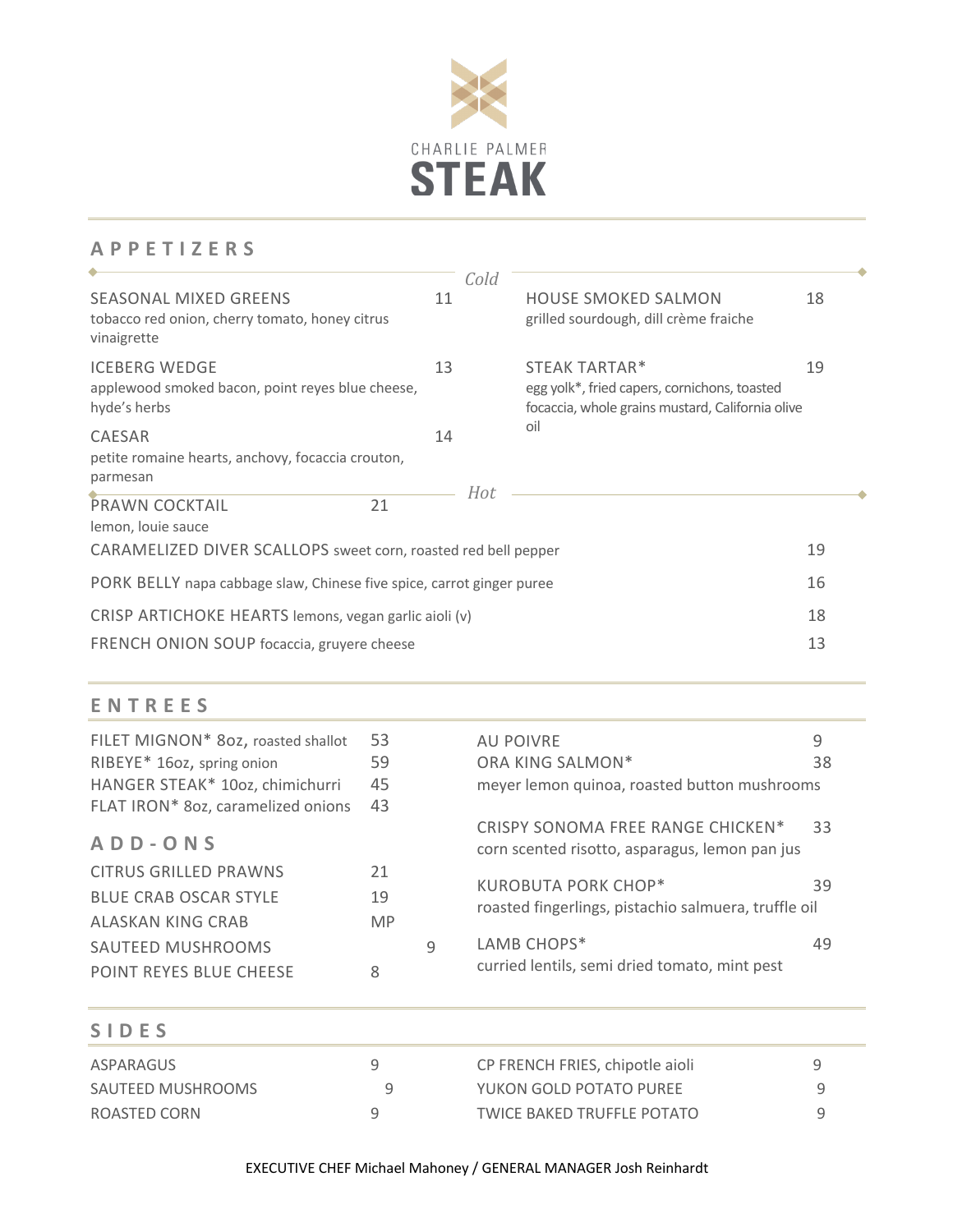# CHARLIE PALMER STEAK

## APPETIZERS

### *Cold*

SEASONAL MIXED GREENS 11
tobacco red onion, cherry tomato, honey citrus vinaigrette

ICEBERG WEDGE 13
applewood smoked bacon, point reyes blue cheese, hyde's herbs

CAESAR 14
petite romaine hearts, anchovy, focaccia crouton, parmesan

HOUSE SMOKED SALMON 18
grilled sourdough, dill crème fraiche

STEAK TARTAR* 19
egg yolk*, fried capers, cornichons, toasted focaccia, whole grains mustard, California olive oil

### *Hot*

PRAWN COCKTAIL 21
lemon, louie sauce

CARAMELIZED DIVER SCALLOPS sweet corn, roasted red bell pepper 19

PORK BELLY napa cabbage slaw, Chinese five spice, carrot ginger puree 16

CRISP ARTICHOKE HEARTS lemons, vegan garlic aioli (v) 18

FRENCH ONION SOUP focaccia, gruyere cheese 13

## ENTREES

FILET MIGNON* 8oz, roasted shallot 53
RIBEYE* 16oz, spring onion 59
HANGER STEAK* 10oz, chimichurri 45
FLAT IRON* 8oz, caramelized onions 43

### ADD-ONS

CITRUS GRILLED PRAWNS 21
BLUE CRAB OSCAR STYLE 19
ALASKAN KING CRAB MP
SAUTEED MUSHROOMS 9
POINT REYES BLUE CHEESE 8
AU POIVRE 9

ORA KING SALMON* 38
meyer lemon quinoa, roasted button mushrooms

CRISPY SONOMA FREE RANGE CHICKEN* 33
corn scented risotto, asparagus, lemon pan jus

KUROBUTA PORK CHOP* 39
roasted fingerlings, pistachio salmuera, truffle oil

LAMB CHOPS* 49
curried lentils, semi dried tomato, mint pest

## SIDES

ASPARAGUS 9
SAUTEED MUSHROOMS 9
ROASTED CORN 9
CP FRENCH FRIES, chipotle aioli 9
YUKON GOLD POTATO PUREE 9
TWICE BAKED TRUFFLE POTATO 9

EXECUTIVE CHEF Michael Mahoney / GENERAL MANAGER Josh Reinhardt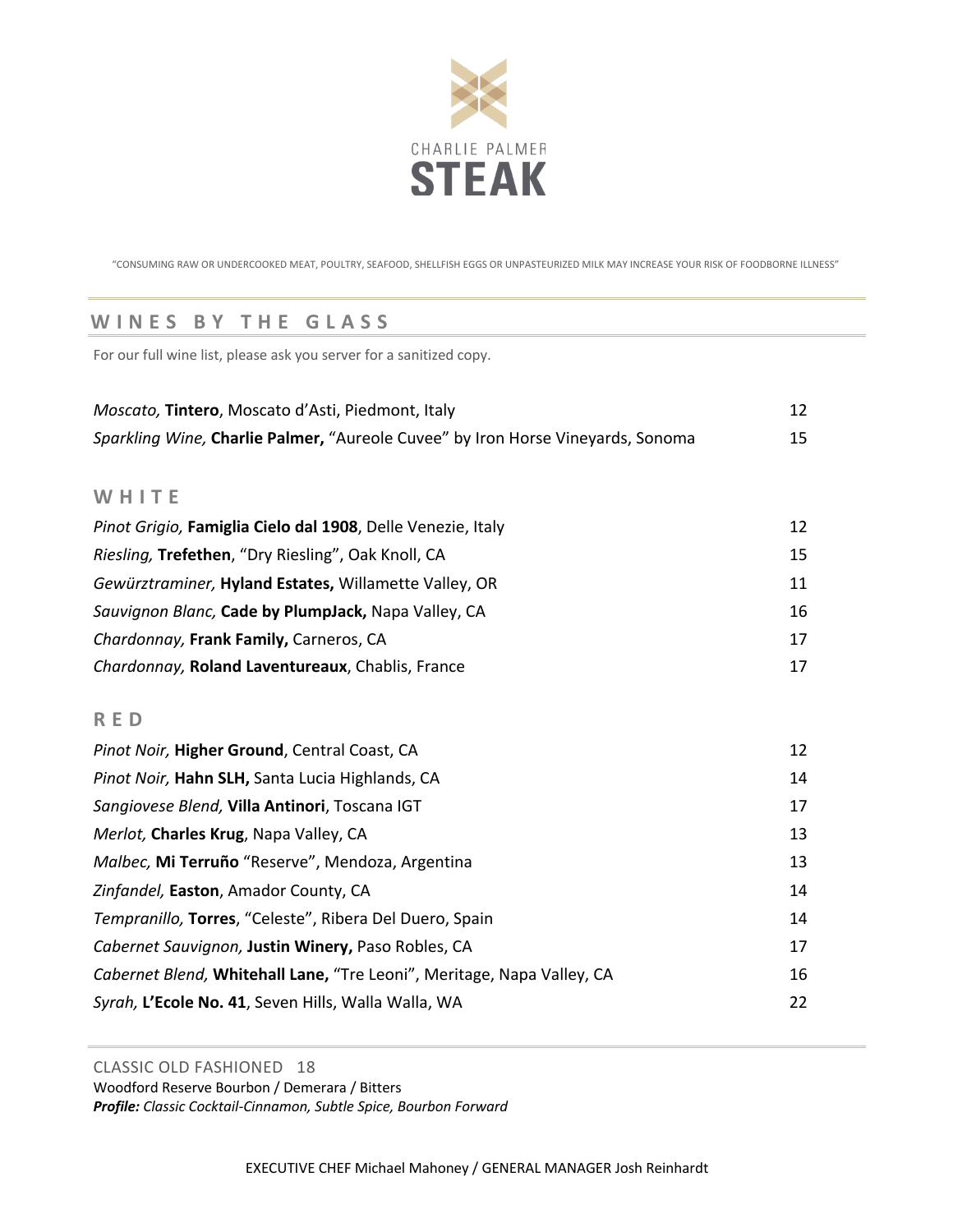CHARLIE PALMER

# STEAK

"CONSUMING RAW OR UNDERCOOKED MEAT, POULTRY, SEAFOOD, SHELLFISH EGGS OR UNPASTEURIZED MILK MAY INCREASE YOUR RISK OF FOODBORNE ILLNESS"

## WINES BY THE GLASS

For our full wine list, please ask you server for a sanitized copy.

| | |
|---|---|
| *Moscato,* **Tintero**, Moscato d'Asti, Piedmont, Italy | 12 |
| *Sparkling Wine,* **Charlie Palmer,** "Aureole Cuvee" by Iron Horse Vineyards, Sonoma | 15 |

### WHITE

| | |
|---|---|
| *Pinot Grigio,* **Famiglia Cielo dal 1908**, Delle Venezie, Italy | 12 |
| *Riesling,* **Trefethen**, "Dry Riesling", Oak Knoll, CA | 15 |
| *Gewürztraminer,* **Hyland Estates,** Willamette Valley, OR | 11 |
| *Sauvignon Blanc,* **Cade by PlumpJack,** Napa Valley, CA | 16 |
| *Chardonnay,* **Frank Family,** Carneros, CA | 17 |
| *Chardonnay,* **Roland Laventureaux**, Chablis, France | 17 |

### RED

| | |
|---|---|
| *Pinot Noir,* **Higher Ground**, Central Coast, CA | 12 |
| *Pinot Noir,* **Hahn SLH,** Santa Lucia Highlands, CA | 14 |
| *Sangiovese Blend,* **Villa Antinori**, Toscana IGT | 17 |
| *Merlot,* **Charles Krug**, Napa Valley, CA | 13 |
| *Malbec,* **Mi Terruño** "Reserve", Mendoza, Argentina | 13 |
| *Zinfandel,* **Easton**, Amador County, CA | 14 |
| *Tempranillo,* **Torres**, "Celeste", Ribera Del Duero, Spain | 14 |
| *Cabernet Sauvignon,* **Justin Winery,** Paso Robles, CA | 17 |
| *Cabernet Blend,* **Whitehall Lane,** "Tre Leoni", Meritage, Napa Valley, CA | 16 |
| *Syrah,* **L'Ecole No. 41**, Seven Hills, Walla Walla, WA | 22 |

CLASSIC OLD FASHIONED 18

Woodford Reserve Bourbon / Demerara / Bitters

***Profile:*** *Classic Cocktail-Cinnamon, Subtle Spice, Bourbon Forward*

EXECUTIVE CHEF Michael Mahoney / GENERAL MANAGER Josh Reinhardt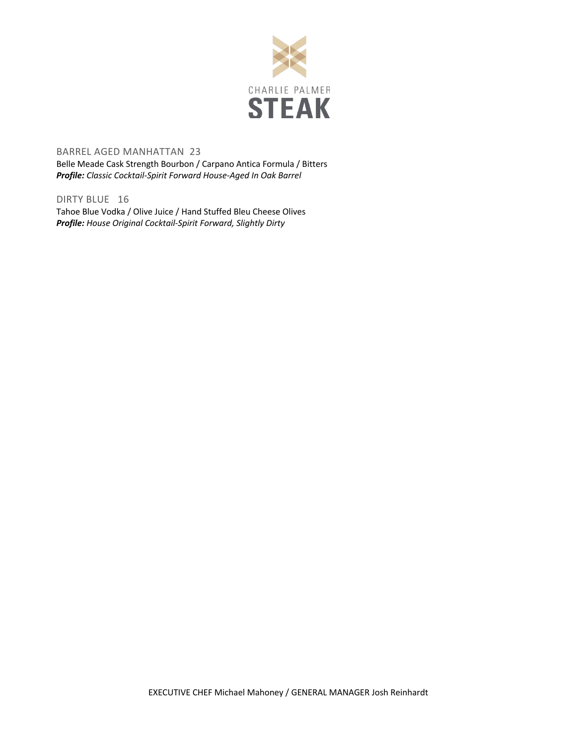CHARLIE PALMER

# STEAK

## BARREL AGED MANHATTAN 23

Belle Meade Cask Strength Bourbon / Carpano Antica Formula / Bitters

***Profile:*** *Classic Cocktail-Spirit Forward House-Aged In Oak Barrel*

## DIRTY BLUE 16

Tahoe Blue Vodka / Olive Juice / Hand Stuffed Bleu Cheese Olives

***Profile:*** *House Original Cocktail-Spirit Forward, Slightly Dirty*

EXECUTIVE CHEF Michael Mahoney / GENERAL MANAGER Josh Reinhardt